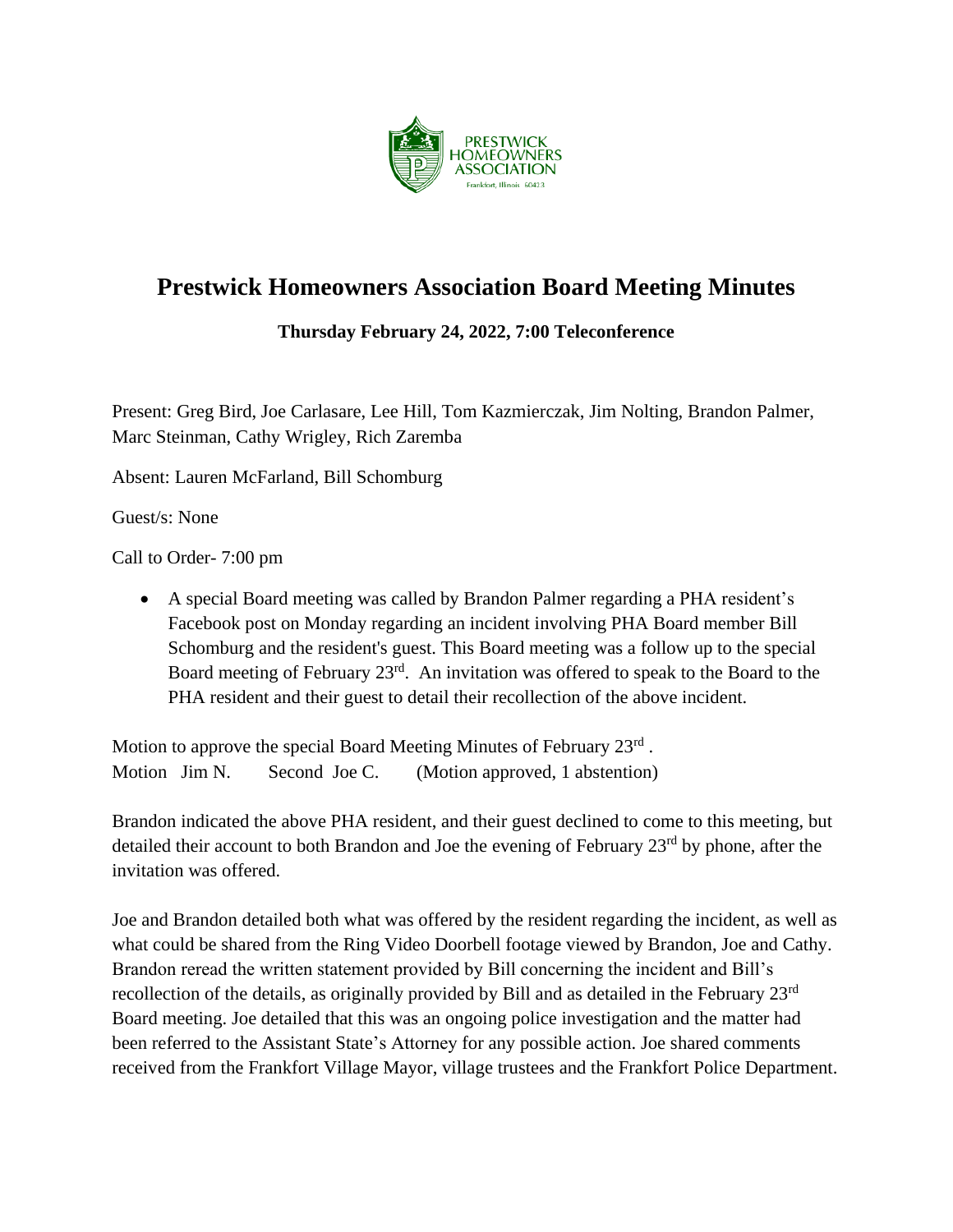# Prestwick Homeowners Association Board Meeting Minutes

**Thursday February 24, 2022, 7:00 Teleconference**

Present: Greg Bird, Joe Carlasare, Lee Hill, Tom Kazmierczak, Jim Nolting, Brandon Palmer, Marc Steinman, Cathy Wrigley, Rich Zaremba

Absent: Lauren McFarland, Bill Schomburg

Guest/s: None

Call to Order- 7:00 pm

- A special Board meeting was called by Brandon Palmer regarding a PHA resident's Facebook post on Monday regarding an incident involving PHA Board member Bill Schomburg and the resident's guest. This Board meeting was a follow up to the special Board meeting of February 23rd. An invitation was offered to speak to the Board to the PHA resident and their guest to detail their recollection of the above incident.

Motion to approve the special Board Meeting Minutes of February 23rd .
Motion Jim N. Second Joe C. (Motion approved, 1 abstention)

Brandon indicated the above PHA resident, and their guest declined to come to this meeting, but detailed their account to both Brandon and Joe the evening of February 23rd by phone, after the invitation was offered.

Joe and Brandon detailed both what was offered by the resident regarding the incident, as well as what could be shared from the Ring Video Doorbell footage viewed by Brandon, Joe and Cathy. Brandon reread the written statement provided by Bill concerning the incident and Bill's recollection of the details, as originally provided by Bill and as detailed in the February 23rd Board meeting. Joe detailed that this was an ongoing police investigation and the matter had been referred to the Assistant State's Attorney for any possible action. Joe shared comments received from the Frankfort Village Mayor, village trustees and the Frankfort Police Department.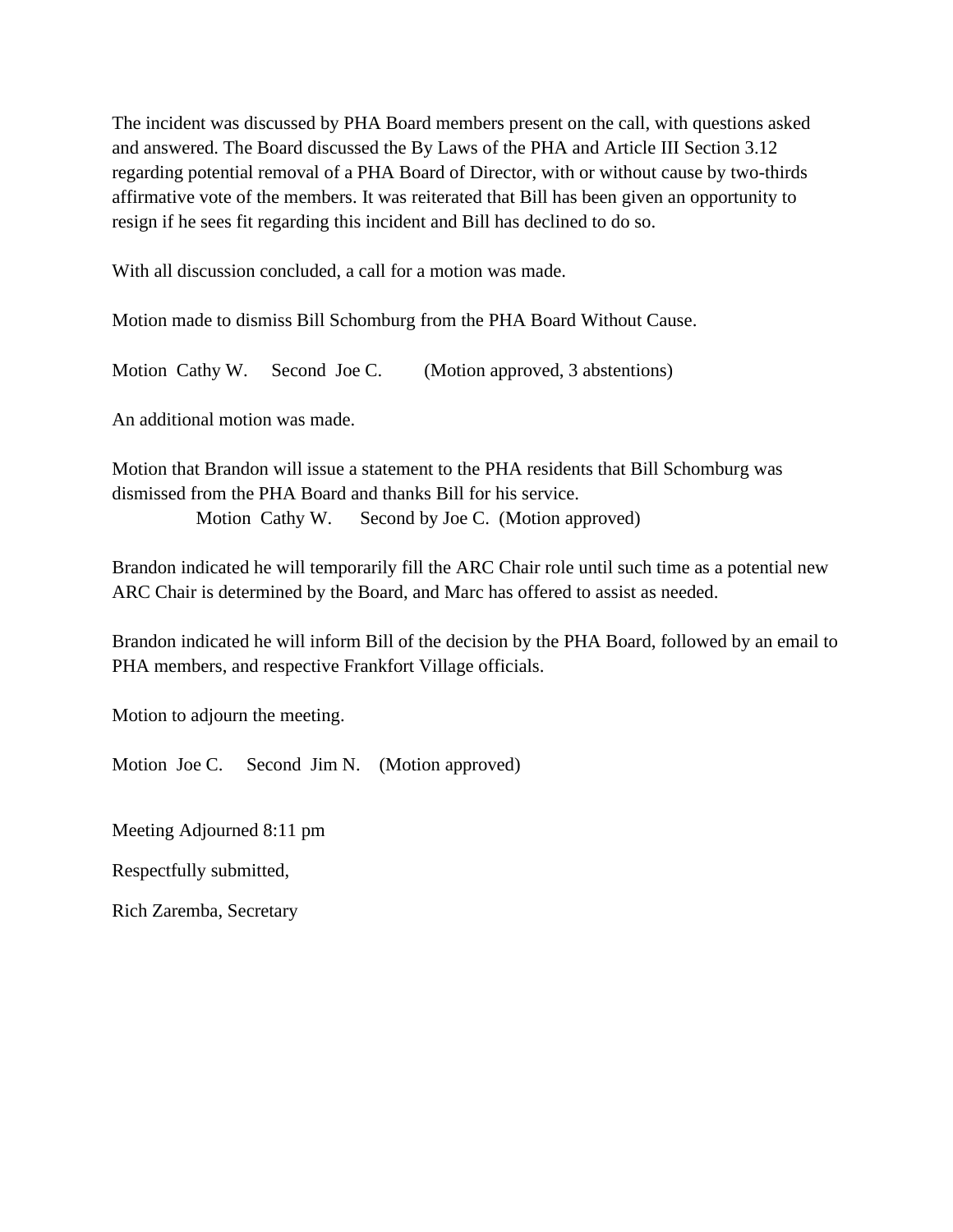The incident was discussed by PHA Board members present on the call, with questions asked and answered. The Board discussed the By Laws of the PHA and Article III Section 3.12 regarding potential removal of a PHA Board of Director, with or without cause by two-thirds affirmative vote of the members. It was reiterated that Bill has been given an opportunity to resign if he sees fit regarding this incident and Bill has declined to do so.

With all discussion concluded, a call for a motion was made.

Motion made to dismiss Bill Schomburg from the PHA Board Without Cause.

Motion Cathy W. Second Joe C. (Motion approved, 3 abstentions)

An additional motion was made.

Motion that Brandon will issue a statement to the PHA residents that Bill Schomburg was dismissed from the PHA Board and thanks Bill for his service.

Motion Cathy W. Second by Joe C. (Motion approved)

Brandon indicated he will temporarily fill the ARC Chair role until such time as a potential new ARC Chair is determined by the Board, and Marc has offered to assist as needed.

Brandon indicated he will inform Bill of the decision by the PHA Board, followed by an email to PHA members, and respective Frankfort Village officials.

Motion to adjourn the meeting.

Motion Joe C. Second Jim N. (Motion approved)

Meeting Adjourned 8:11 pm

Respectfully submitted,

Rich Zaremba, Secretary